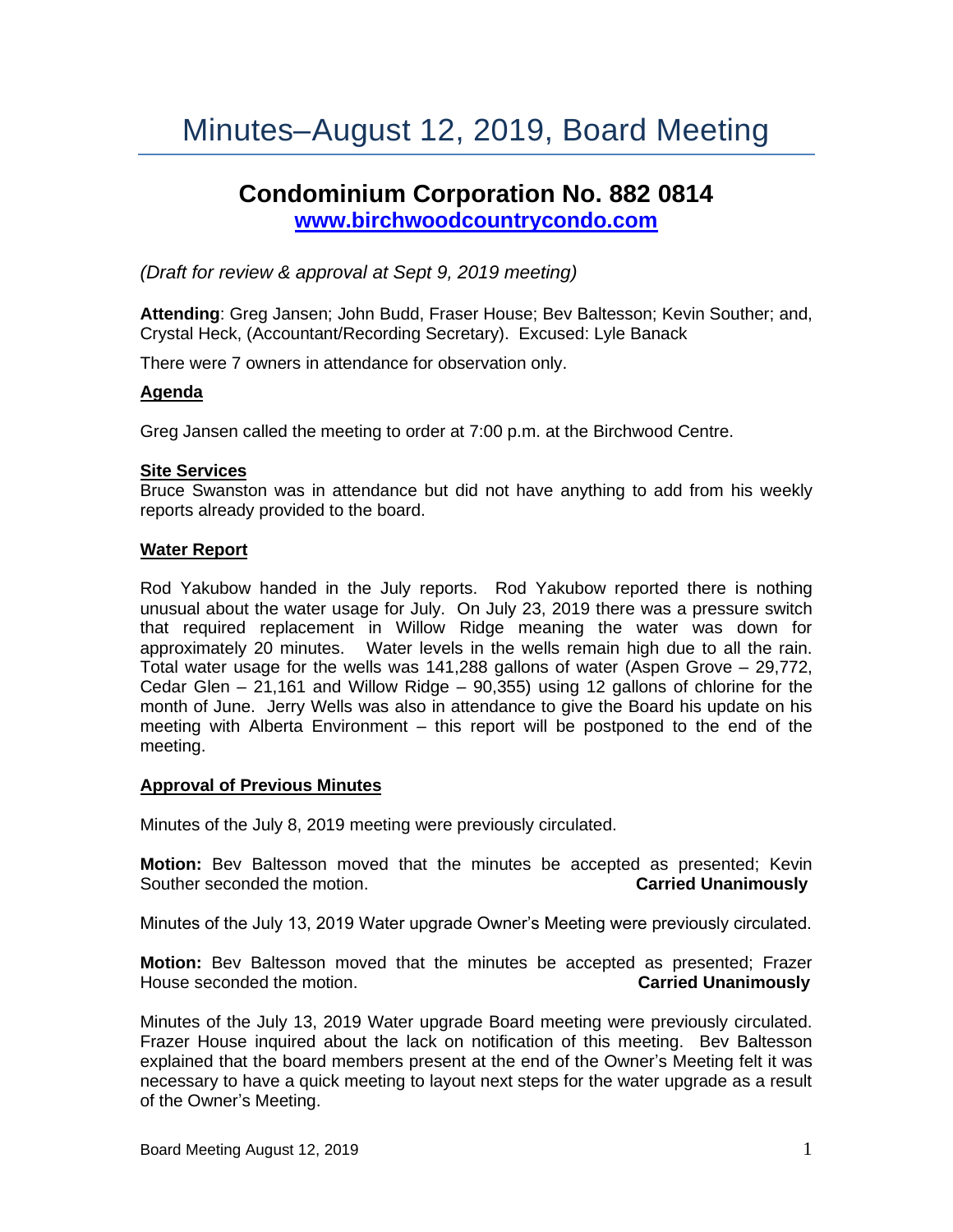# Minutes–August 12, 2019, Board Meeting

## Condominium Corporation No. 882 0814

**[www.birchwoodcountrycondo.com](http://www.birchwoodcountrycondo.com)**

*(Draft for review & approval at Sept 9, 2019 meeting)*

**Attending**: Greg Jansen; John Budd, Fraser House; Bev Baltesson; Kevin Souther; and, Crystal Heck, (Accountant/Recording Secretary). Excused: Lyle Banack

There were 7 owners in attendance for observation only.

### Agenda

Greg Jansen called the meeting to order at 7:00 p.m. at the Birchwood Centre.

### Site Services

Bruce Swanston was in attendance but did not have anything to add from his weekly reports already provided to the board.

### Water Report

Rod Yakubow handed in the July reports. Rod Yakubow reported there is nothing unusual about the water usage for July. On July 23, 2019 there was a pressure switch that required replacement in Willow Ridge meaning the water was down for approximately 20 minutes. Water levels in the wells remain high due to all the rain. Total water usage for the wells was 141,288 gallons of water (Aspen Grove – 29,772, Cedar Glen – 21,161 and Willow Ridge – 90,355) using 12 gallons of chlorine for the month of June. Jerry Wells was also in attendance to give the Board his update on his meeting with Alberta Environment – this report will be postponed to the end of the meeting.

### Approval of Previous Minutes

Minutes of the July 8, 2019 meeting were previously circulated.

**Motion:** Bev Baltesson moved that the minutes be accepted as presented; Kevin Souther seconded the motion. **Carried Unanimously**

Minutes of the July 13, 2019 Water upgrade Owner's Meeting were previously circulated.

**Motion:** Bev Baltesson moved that the minutes be accepted as presented; Frazer House seconded the motion. **Carried Unanimously**

Minutes of the July 13, 2019 Water upgrade Board meeting were previously circulated. Frazer House inquired about the lack on notification of this meeting. Bev Baltesson explained that the board members present at the end of the Owner's Meeting felt it was necessary to have a quick meeting to layout next steps for the water upgrade as a result of the Owner's Meeting.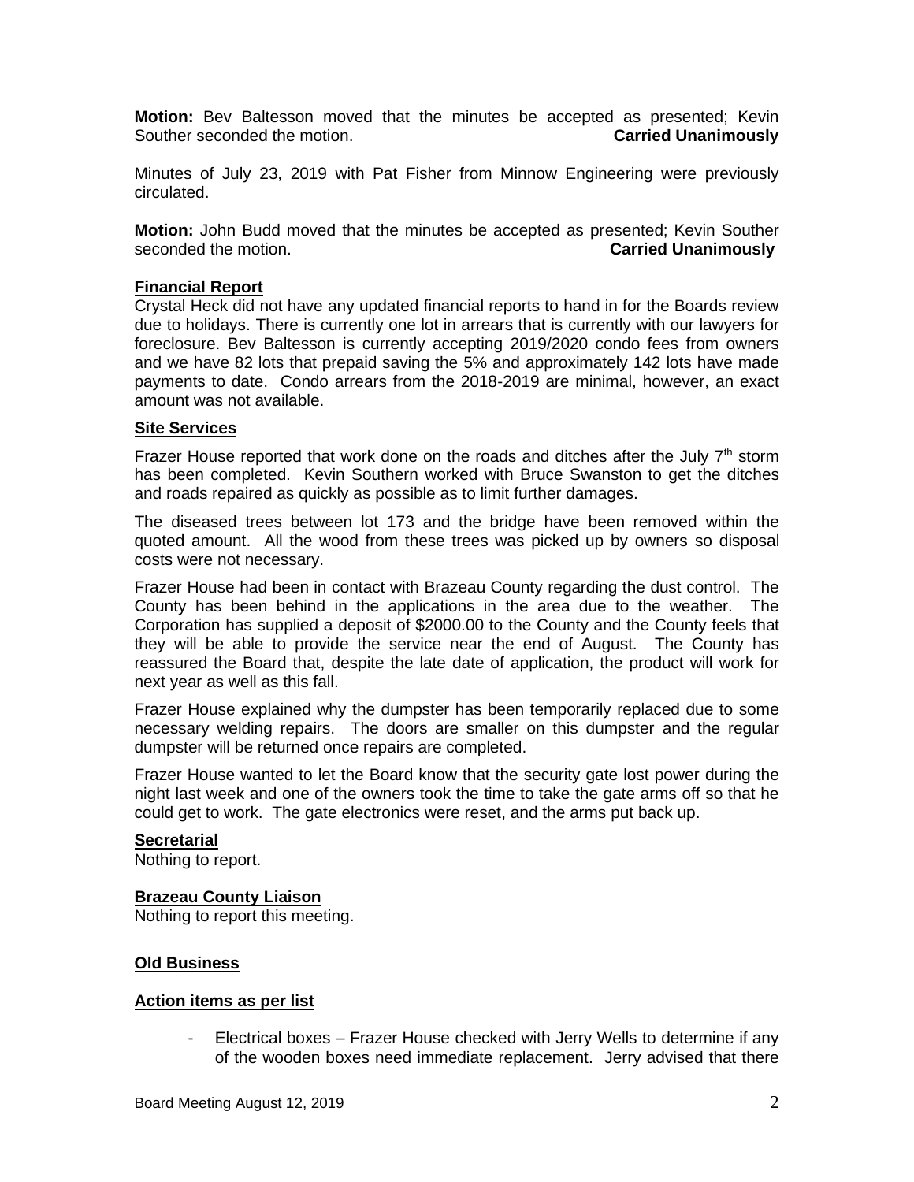**Motion:** Bev Baltesson moved that the minutes be accepted as presented; Kevin Souther seconded the motion. **Carried Unanimously**

Minutes of July 23, 2019 with Pat Fisher from Minnow Engineering were previously circulated.

**Motion:** John Budd moved that the minutes be accepted as presented; Kevin Souther seconded the motion. **Carried Unanimously**

**Financial Report**

Crystal Heck did not have any updated financial reports to hand in for the Boards review due to holidays. There is currently one lot in arrears that is currently with our lawyers for foreclosure. Bev Baltesson is currently accepting 2019/2020 condo fees from owners and we have 82 lots that prepaid saving the 5% and approximately 142 lots have made payments to date. Condo arrears from the 2018-2019 are minimal, however, an exact amount was not available.

**Site Services**

Frazer House reported that work done on the roads and ditches after the July 7th storm has been completed. Kevin Southern worked with Bruce Swanston to get the ditches and roads repaired as quickly as possible as to limit further damages.

The diseased trees between lot 173 and the bridge have been removed within the quoted amount. All the wood from these trees was picked up by owners so disposal costs were not necessary.

Frazer House had been in contact with Brazeau County regarding the dust control. The County has been behind in the applications in the area due to the weather. The Corporation has supplied a deposit of $2000.00 to the County and the County feels that they will be able to provide the service near the end of August. The County has reassured the Board that, despite the late date of application, the product will work for next year as well as this fall.

Frazer House explained why the dumpster has been temporarily replaced due to some necessary welding repairs. The doors are smaller on this dumpster and the regular dumpster will be returned once repairs are completed.

Frazer House wanted to let the Board know that the security gate lost power during the night last week and one of the owners took the time to take the gate arms off so that he could get to work. The gate electronics were reset, and the arms put back up.

**Secretarial**

Nothing to report.

**Brazeau County Liaison**

Nothing to report this meeting.

**Old Business**

**Action items as per list**

- Electrical boxes – Frazer House checked with Jerry Wells to determine if any of the wooden boxes need immediate replacement. Jerry advised that there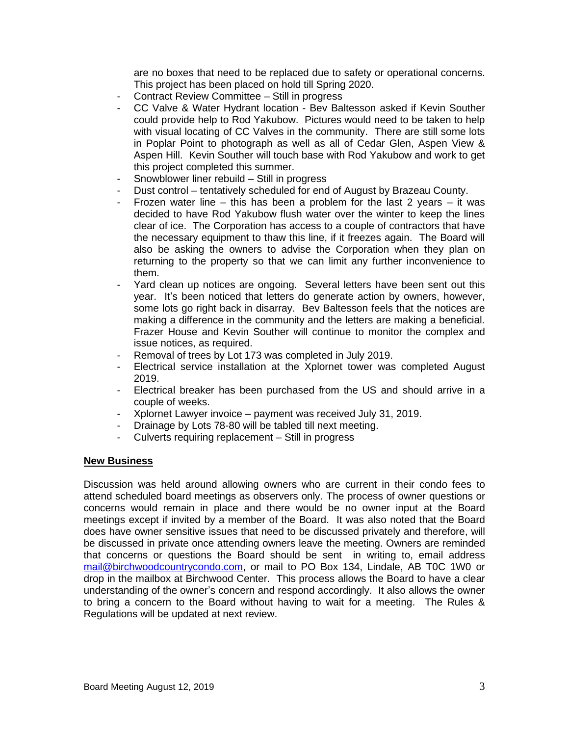are no boxes that need to be replaced due to safety or operational concerns. This project has been placed on hold till Spring 2020.

- Contract Review Committee – Still in progress
- CC Valve & Water Hydrant location - Bev Baltesson asked if Kevin Souther could provide help to Rod Yakubow. Pictures would need to be taken to help with visual locating of CC Valves in the community. There are still some lots in Poplar Point to photograph as well as all of Cedar Glen, Aspen View & Aspen Hill. Kevin Souther will touch base with Rod Yakubow and work to get this project completed this summer.
- Snowblower liner rebuild – Still in progress
- Dust control – tentatively scheduled for end of August by Brazeau County.
- Frozen water line – this has been a problem for the last 2 years – it was decided to have Rod Yakubow flush water over the winter to keep the lines clear of ice. The Corporation has access to a couple of contractors that have the necessary equipment to thaw this line, if it freezes again. The Board will also be asking the owners to advise the Corporation when they plan on returning to the property so that we can limit any further inconvenience to them.
- Yard clean up notices are ongoing. Several letters have been sent out this year. It's been noticed that letters do generate action by owners, however, some lots go right back in disarray. Bev Baltesson feels that the notices are making a difference in the community and the letters are making a beneficial. Frazer House and Kevin Souther will continue to monitor the complex and issue notices, as required.
- Removal of trees by Lot 173 was completed in July 2019.
- Electrical service installation at the Xplornet tower was completed August 2019.
- Electrical breaker has been purchased from the US and should arrive in a couple of weeks.
- Xplornet Lawyer invoice – payment was received July 31, 2019.
- Drainage by Lots 78-80 will be tabled till next meeting.
- Culverts requiring replacement – Still in progress

## New Business

Discussion was held around allowing owners who are current in their condo fees to attend scheduled board meetings as observers only. The process of owner questions or concerns would remain in place and there would be no owner input at the Board meetings except if invited by a member of the Board. It was also noted that the Board does have owner sensitive issues that need to be discussed privately and therefore, will be discussed in private once attending owners leave the meeting. Owners are reminded that concerns or questions the Board should be sent in writing to, email address mail@birchwoodcountrycondo.com, or mail to PO Box 134, Lindale, AB T0C 1W0 or drop in the mailbox at Birchwood Center. This process allows the Board to have a clear understanding of the owner's concern and respond accordingly. It also allows the owner to bring a concern to the Board without having to wait for a meeting. The Rules & Regulations will be updated at next review.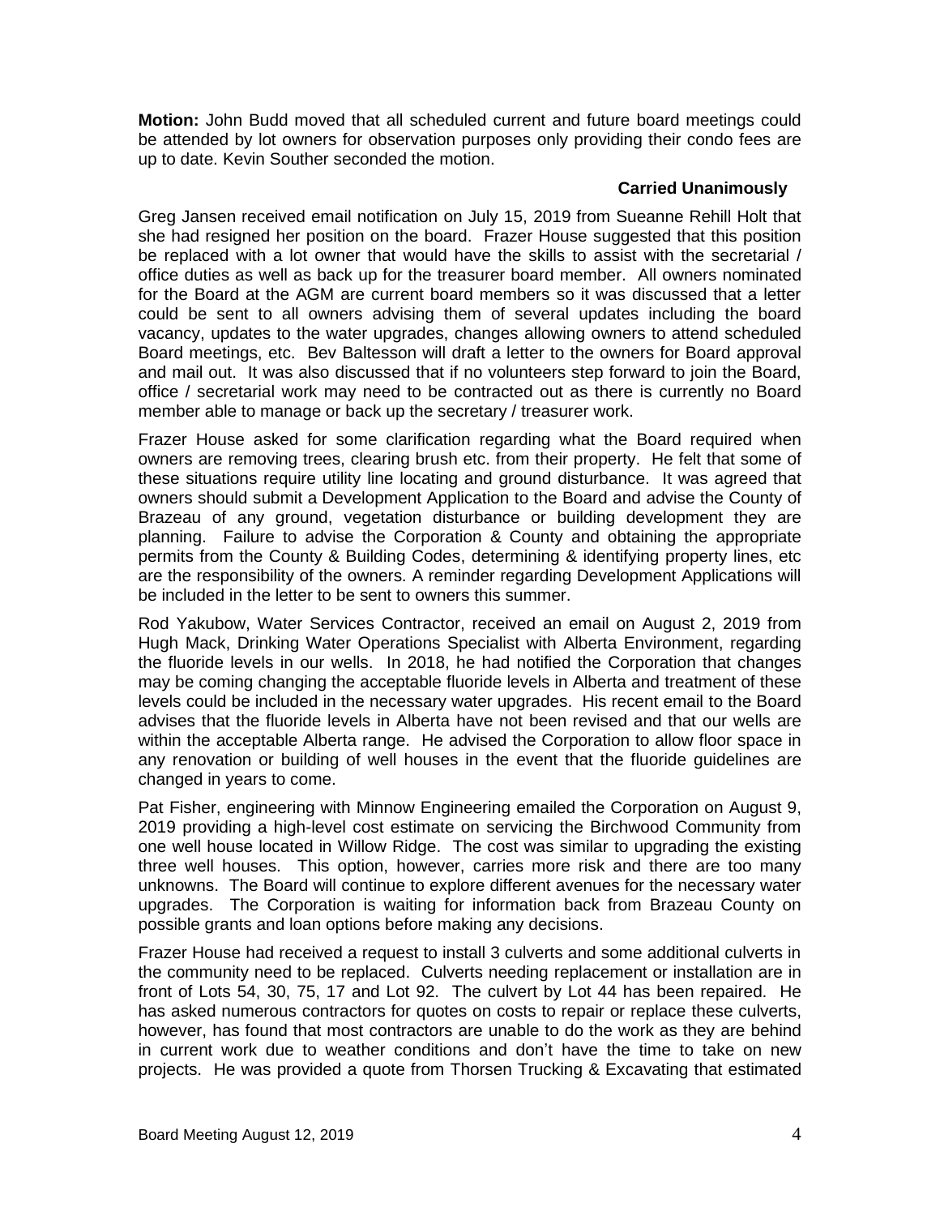**Motion:** John Budd moved that all scheduled current and future board meetings could be attended by lot owners for observation purposes only providing their condo fees are up to date. Kevin Souther seconded the motion.

**Carried Unanimously**

Greg Jansen received email notification on July 15, 2019 from Sueanne Rehill Holt that she had resigned her position on the board. Frazer House suggested that this position be replaced with a lot owner that would have the skills to assist with the secretarial / office duties as well as back up for the treasurer board member. All owners nominated for the Board at the AGM are current board members so it was discussed that a letter could be sent to all owners advising them of several updates including the board vacancy, updates to the water upgrades, changes allowing owners to attend scheduled Board meetings, etc. Bev Baltesson will draft a letter to the owners for Board approval and mail out. It was also discussed that if no volunteers step forward to join the Board, office / secretarial work may need to be contracted out as there is currently no Board member able to manage or back up the secretary / treasurer work.

Frazer House asked for some clarification regarding what the Board required when owners are removing trees, clearing brush etc. from their property. He felt that some of these situations require utility line locating and ground disturbance. It was agreed that owners should submit a Development Application to the Board and advise the County of Brazeau of any ground, vegetation disturbance or building development they are planning. Failure to advise the Corporation & County and obtaining the appropriate permits from the County & Building Codes, determining & identifying property lines, etc are the responsibility of the owners. A reminder regarding Development Applications will be included in the letter to be sent to owners this summer.

Rod Yakubow, Water Services Contractor, received an email on August 2, 2019 from Hugh Mack, Drinking Water Operations Specialist with Alberta Environment, regarding the fluoride levels in our wells. In 2018, he had notified the Corporation that changes may be coming changing the acceptable fluoride levels in Alberta and treatment of these levels could be included in the necessary water upgrades. His recent email to the Board advises that the fluoride levels in Alberta have not been revised and that our wells are within the acceptable Alberta range. He advised the Corporation to allow floor space in any renovation or building of well houses in the event that the fluoride guidelines are changed in years to come.

Pat Fisher, engineering with Minnow Engineering emailed the Corporation on August 9, 2019 providing a high-level cost estimate on servicing the Birchwood Community from one well house located in Willow Ridge. The cost was similar to upgrading the existing three well houses. This option, however, carries more risk and there are too many unknowns. The Board will continue to explore different avenues for the necessary water upgrades. The Corporation is waiting for information back from Brazeau County on possible grants and loan options before making any decisions.

Frazer House had received a request to install 3 culverts and some additional culverts in the community need to be replaced. Culverts needing replacement or installation are in front of Lots 54, 30, 75, 17 and Lot 92. The culvert by Lot 44 has been repaired. He has asked numerous contractors for quotes on costs to repair or replace these culverts, however, has found that most contractors are unable to do the work as they are behind in current work due to weather conditions and don't have the time to take on new projects. He was provided a quote from Thorsen Trucking & Excavating that estimated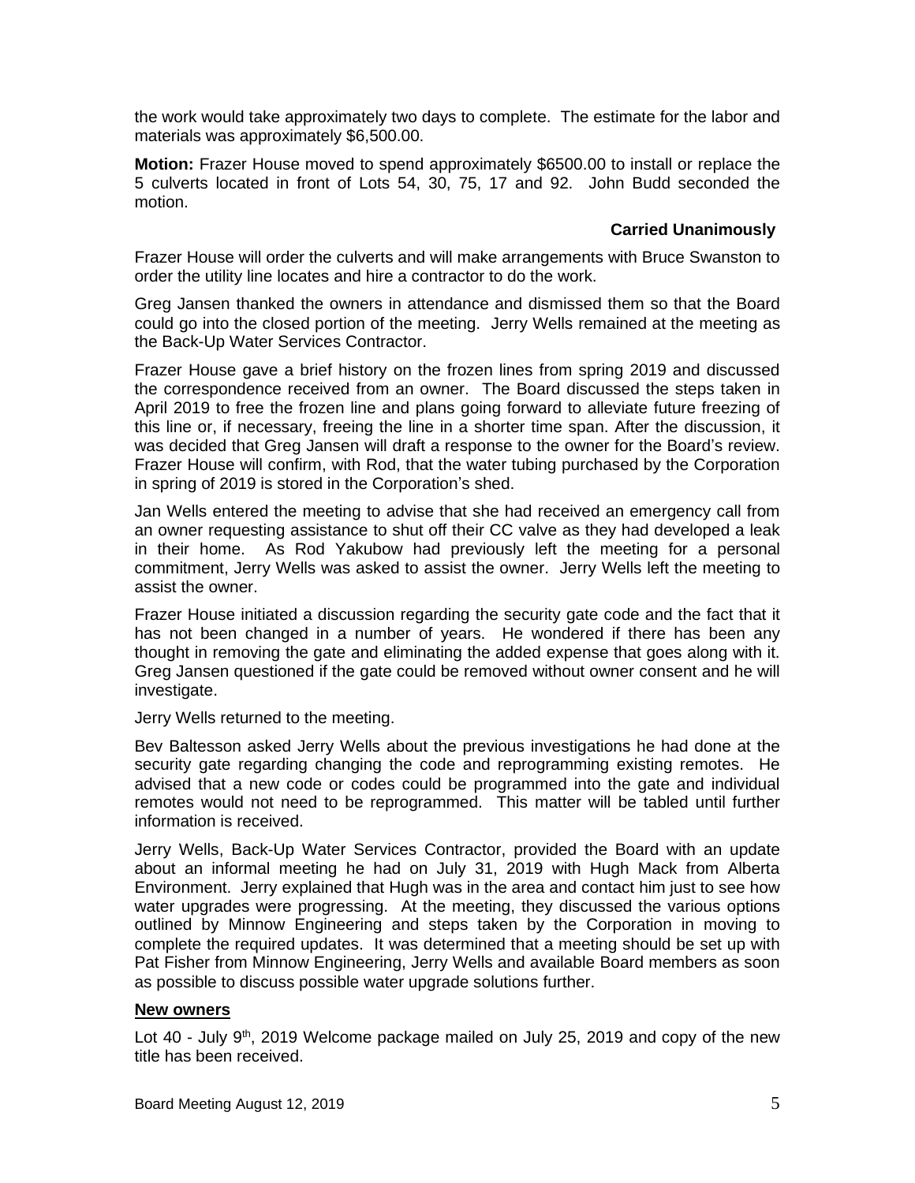the work would take approximately two days to complete. The estimate for the labor and materials was approximately $6,500.00.

**Motion:** Frazer House moved to spend approximately $6500.00 to install or replace the 5 culverts located in front of Lots 54, 30, 75, 17 and 92. John Budd seconded the motion.

**Carried Unanimously**

Frazer House will order the culverts and will make arrangements with Bruce Swanston to order the utility line locates and hire a contractor to do the work.

Greg Jansen thanked the owners in attendance and dismissed them so that the Board could go into the closed portion of the meeting. Jerry Wells remained at the meeting as the Back-Up Water Services Contractor.

Frazer House gave a brief history on the frozen lines from spring 2019 and discussed the correspondence received from an owner. The Board discussed the steps taken in April 2019 to free the frozen line and plans going forward to alleviate future freezing of this line or, if necessary, freeing the line in a shorter time span. After the discussion, it was decided that Greg Jansen will draft a response to the owner for the Board's review. Frazer House will confirm, with Rod, that the water tubing purchased by the Corporation in spring of 2019 is stored in the Corporation's shed.

Jan Wells entered the meeting to advise that she had received an emergency call from an owner requesting assistance to shut off their CC valve as they had developed a leak in their home. As Rod Yakubow had previously left the meeting for a personal commitment, Jerry Wells was asked to assist the owner. Jerry Wells left the meeting to assist the owner.

Frazer House initiated a discussion regarding the security gate code and the fact that it has not been changed in a number of years. He wondered if there has been any thought in removing the gate and eliminating the added expense that goes along with it. Greg Jansen questioned if the gate could be removed without owner consent and he will investigate.

Jerry Wells returned to the meeting.

Bev Baltesson asked Jerry Wells about the previous investigations he had done at the security gate regarding changing the code and reprogramming existing remotes. He advised that a new code or codes could be programmed into the gate and individual remotes would not need to be reprogrammed. This matter will be tabled until further information is received.

Jerry Wells, Back-Up Water Services Contractor, provided the Board with an update about an informal meeting he had on July 31, 2019 with Hugh Mack from Alberta Environment. Jerry explained that Hugh was in the area and contact him just to see how water upgrades were progressing. At the meeting, they discussed the various options outlined by Minnow Engineering and steps taken by the Corporation in moving to complete the required updates. It was determined that a meeting should be set up with Pat Fisher from Minnow Engineering, Jerry Wells and available Board members as soon as possible to discuss possible water upgrade solutions further.

**New owners**

Lot 40 - July 9th, 2019 Welcome package mailed on July 25, 2019 and copy of the new title has been received.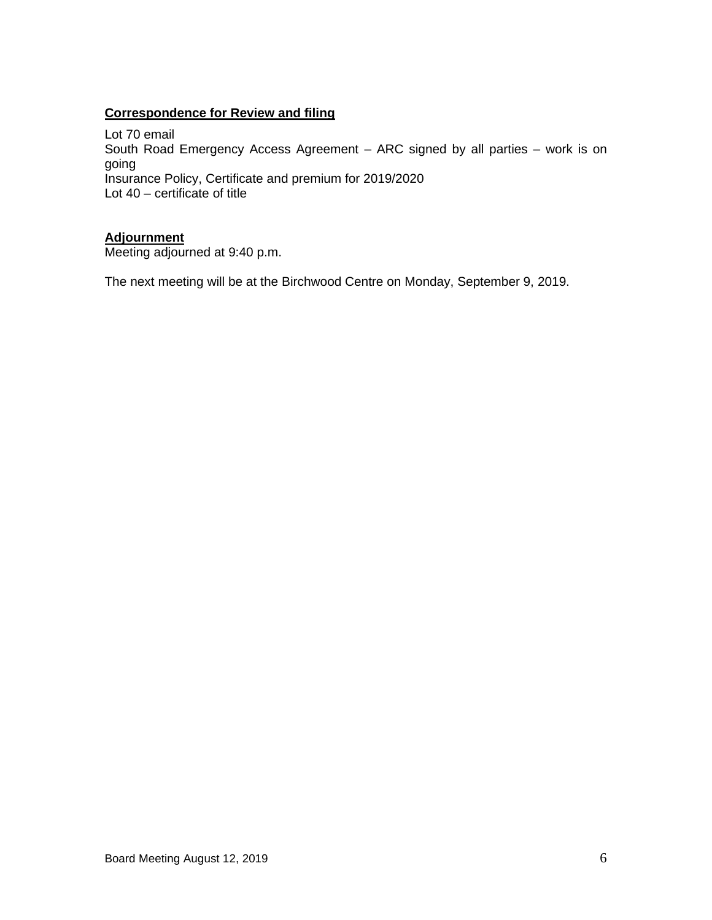**Correspondence for Review and filing**

Lot 70 email
South Road Emergency Access Agreement – ARC signed by all parties – work is on going
Insurance Policy, Certificate and premium for 2019/2020
Lot 40 – certificate of title

**Adjournment**
Meeting adjourned at 9:40 p.m.

The next meeting will be at the Birchwood Centre on Monday, September 9, 2019.